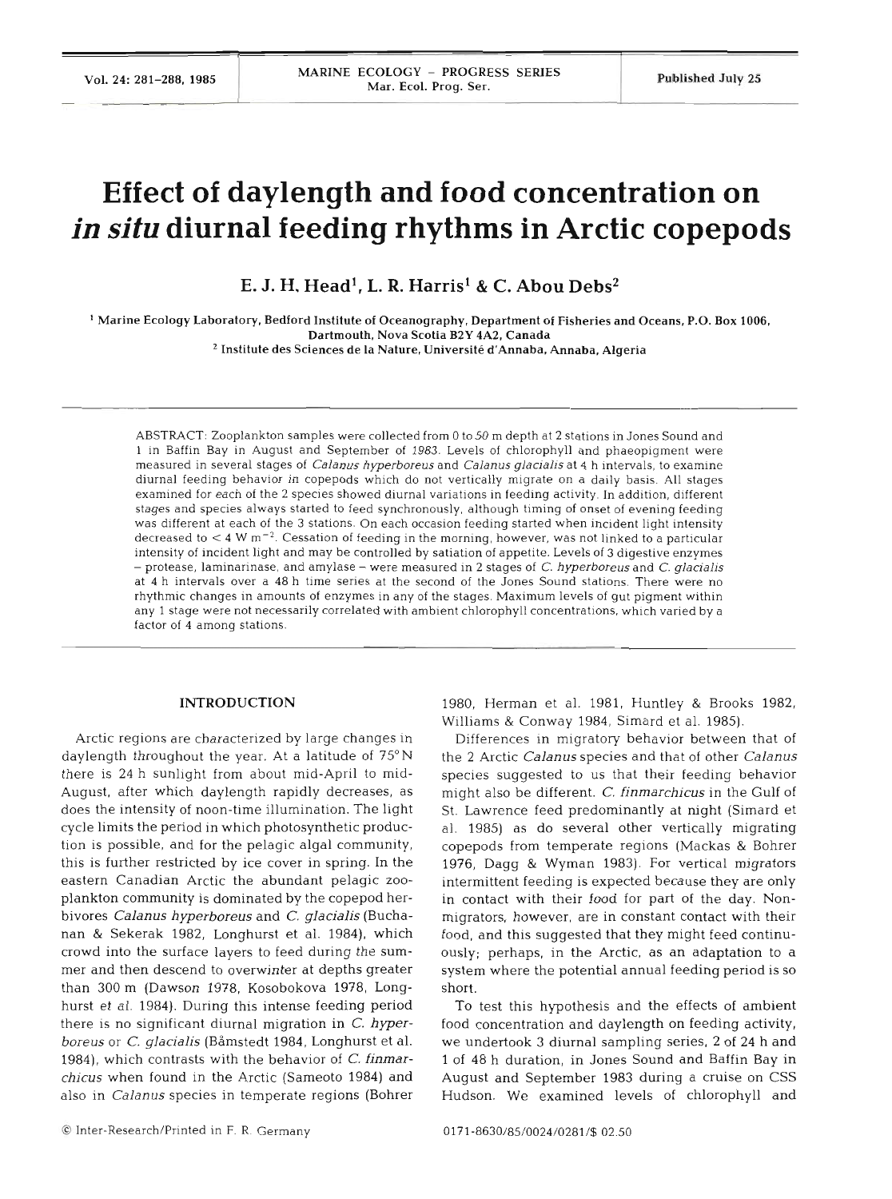# Effect of daylength and food concentration on *in situ* diurnal feeding rhythms in Arctic copepods

E. J. H. Head[1], L. R. Harris[1] & C. Abou Debs[2]

[1] Marine Ecology Laboratory, Bedford Institute of Oceanography, Department of Fisheries and Oceans, P.O. Box 1006, Dartmouth, Nova Scotia B2Y 4A2, Canada

[2] Institute des Sciences de la Nature, Université d'Annaba, Annaba, Algeria

ABSTRACT: Zooplankton samples were collected from 0 to 50 m depth at 2 stations in Jones Sound and 1 in Baffin Bay in August and September of 1983. Levels of chlorophyll and phaeopigment were measured in several stages of *Calanus hyperboreus* and *Calanus glacialis* at 4 h intervals, to examine diurnal feeding behavior *in* copepods which do not vertically migrate on a daily basis. All stages examined for each of the 2 species showed diurnal variations in feeding activity. In addition, different stages and species always started to feed synchronously, although timing of onset of evening feeding was different at each of the 3 stations. On each occasion feeding started when incident light intensity decreased to < 4 W m$^{-2}$. Cessation of feeding in the morning, however, was not linked to a particular intensity of incident light and may be controlled by satiation of appetite. Levels of 3 digestive enzymes – protease, laminarinase, and amylase – were measured in 2 stages of *C. hyperboreus* and *C. glacialis* at 4 h intervals over a 48 h time series at the second of the Jones Sound stations. There were no rhythmic changes in amounts of enzymes in any of the stages. Maximum levels of gut pigment within any 1 stage were not necessarily correlated with ambient chlorophyll concentrations, which varied by a factor of 4 among stations.

## INTRODUCTION

Arctic regions are characterized by large changes in daylength throughout the year. At a latitude of 75° N there is 24 h sunlight from about mid-April to mid-August, after which daylength rapidly decreases, as does the intensity of noon-time illumination. The light cycle limits the period in which photosynthetic production is possible, and for the pelagic algal community, this is further restricted by ice cover in spring. In the eastern Canadian Arctic the abundant pelagic zooplankton community is dominated by the copepod herbivores *Calanus hyperboreus* and *C. glacialis* (Buchanan & Sekerak 1982, Longhurst et al. 1984), which crowd into the surface layers to feed during the summer and then descend to overwinter at depths greater than 300 m (Dawson 1978, Kosobokova 1978, Longhurst et al. 1984). During this intense feeding period there is no significant diurnal migration in *C. hyperboreus* or *C. glacialis* (Båmstedt 1984, Longhurst et al. 1984), which contrasts with the behavior of *C. finmarchicus* when found in the Arctic (Sameoto 1984) and also in *Calanus* species in temperate regions (Bohrer 1980, Herman et al. 1981, Huntley & Brooks 1982, Williams & Conway 1984, Simard et al. 1985).

Differences in migratory behavior between that of the 2 Arctic *Calanus* species and that of other *Calanus* species suggested to us that their feeding behavior might also be different. *C. finmarchicus* in the Gulf of St. Lawrence feed predominantly at night (Simard et al. 1985) as do several other vertically migrating copepods from temperate regions (Mackas & Bohrer 1976, Dagg & Wyman 1983). For vertical migrators intermittent feeding is expected because they are only in contact with their food for part of the day. Non-migrators, however, are in constant contact with their food, and this suggested that they might feed continuously; perhaps, in the Arctic, as an adaptation to a system where the potential annual feeding period is so short.

To test this hypothesis and the effects of ambient food concentration and daylength on feeding activity, we undertook 3 diurnal sampling series, 2 of 24 h and 1 of 48 h duration, in Jones Sound and Baffin Bay in August and September 1983 during a cruise on CSS Hudson. We examined levels of chlorophyll and

© Inter-Research/Printed in F. R. Germany

0171-8630/85/0024/0281/$ 02.50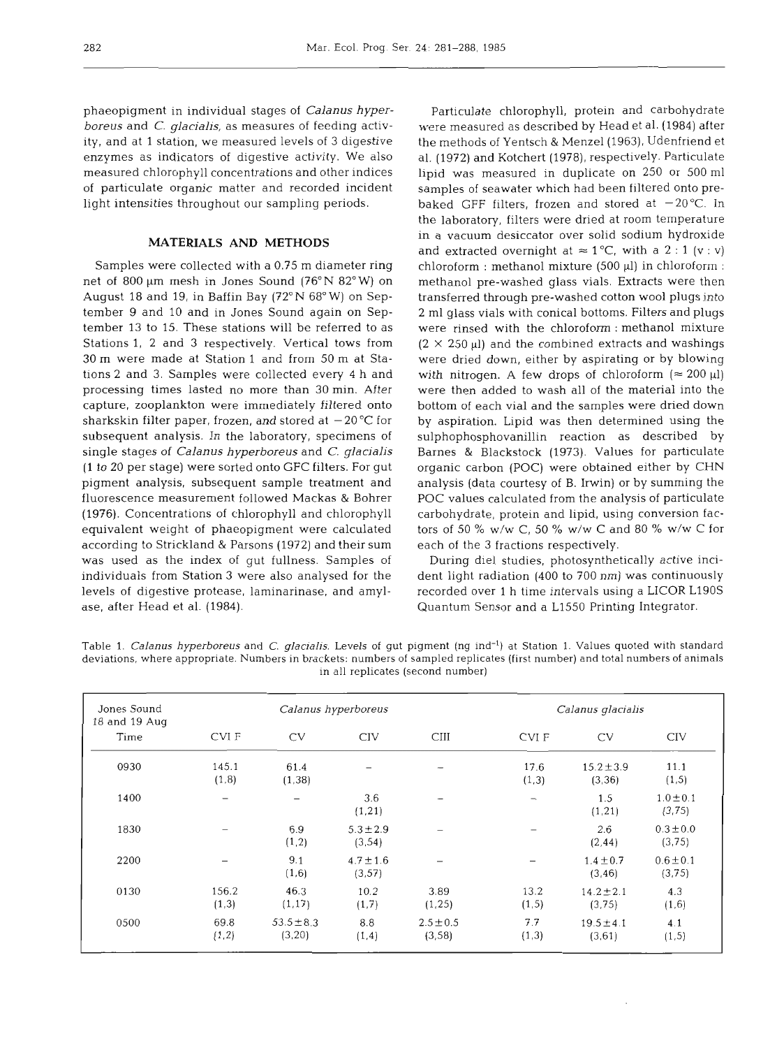phaeopigment in individual stages of *Calanus hyperboreus* and *C. glacialis*, as measures of feeding activity, and at 1 station, we measured levels of 3 digestive enzymes as indicators of digestive activity. We also measured chlorophyll concentrations and other indices of particulate organic matter and recorded incident light intensities throughout our sampling periods.

## MATERIALS AND METHODS

Samples were collected with a 0.75 m diameter ring net of 800 µm mesh in Jones Sound (76° N 82° W) on August 18 and 19, in Baffin Bay (72° N 68° W) on September 9 and 10 and in Jones Sound again on September 13 to 15. These stations will be referred to as Stations 1, 2 and 3 respectively. Vertical tows from 30 m were made at Station 1 and from 50 m at Stations 2 and 3. Samples were collected every 4 h and processing times lasted no more than 30 min. After capture, zooplankton were immediately filtered onto sharkskin filter paper, frozen, and stored at −20 °C for subsequent analysis. In the laboratory, specimens of single stages of *Calanus hyperboreus* and *C. glacialis* (1 to 20 per stage) were sorted onto GFC filters. For gut pigment analysis, subsequent sample treatment and fluorescence measurement followed Mackas & Bohrer (1976). Concentrations of chlorophyll and chlorophyll equivalent weight of phaeopigment were calculated according to Strickland & Parsons (1972) and their sum was used as the index of gut fullness. Samples of individuals from Station 3 were also analysed for the levels of digestive protease, laminarinase, and amylase, after Head et al. (1984).

Particulate chlorophyll, protein and carbohydrate were measured as described by Head et al. (1984) after the methods of Yentsch & Menzel (1963), Udenfriend et al. (1972) and Kotchert (1978), respectively. Particulate lipid was measured in duplicate on 250 or 500 ml samples of seawater which had been filtered onto prebaked GFF filters, frozen and stored at −20 °C. In the laboratory, filters were dried at room temperature in a vacuum desiccator over solid sodium hydroxide and extracted overnight at ≈ 1 °C, with a 2 : 1 (v : v) chloroform : methanol mixture (500 µl) in chloroform : methanol pre-washed glass vials. Extracts were then transferred through pre-washed cotton wool plugs into 2 ml glass vials with conical bottoms. Filters and plugs were rinsed with the chloroform : methanol mixture (2 × 250 µl) and the combined extracts and washings were dried down, either by aspirating or by blowing with nitrogen. A few drops of chloroform (≈ 200 µl) were then added to wash all of the material into the bottom of each vial and the samples were dried down by aspiration. Lipid was then determined using the sulphophosphovanillin reaction as described by Barnes & Blackstock (1973). Values for particulate organic carbon (POC) were obtained either by CHN analysis (data courtesy of B. Irwin) or by summing the POC values calculated from the analysis of particulate carbohydrate, protein and lipid, using conversion factors of 50 % w/w C, 50 % w/w C and 80 % w/w C for each of the 3 fractions respectively.

During diel studies, photosynthetically active incident light radiation (400 to 700 nm) was continuously recorded over 1 h time intervals using a LICOR L190S Quantum Sensor and a L1550 Printing Integrator.

Table 1. *Calanus hyperboreus* and *C. glacialis*. Levels of gut pigment (ng ind$^{-1}$) at Station 1. Values quoted with standard deviations, where appropriate. Numbers in brackets: numbers of sampled replicates (first number) and total numbers of animals in all replicates (second number)

| Jones Sound 18 and 19 Aug | *Calanus hyperboreus* | | | | *Calanus glacialis* | | |
|---|---|---|---|---|---|---|---|
| Time | CVI F | CV | CIV | CIII | CVI F | CV | CIV |
| 0930 | 145.1 (1,8) | 61.4 (1,38) | – | – | 17.6 (1,3) | 15.2 ± 3.9 (3,36) | 11.1 (1,5) |
| 1400 | – | – | 3.6 (1,21) | – | – | 1.5 (1,21) | 1.0 ± 0.1 (3,75) |
| 1830 | – | 6.9 (1,2) | 5.3 ± 2.9 (3,54) | – | – | 2.6 (2,44) | 0.3 ± 0.0 (3,75) |
| 2200 | – | 9.1 (1,6) | 4.7 ± 1.6 (3,57) | – | – | 1.4 ± 0.7 (3,46) | 0.6 ± 0.1 (3,75) |
| 0130 | 156.2 (1,3) | 46.3 (1,17) | 10.2 (1,7) | 3.89 (1,25) | 13.2 (1,5) | 14.2 ± 2.1 (3,75) | 4.3 (1,6) |
| 0500 | 69.8 (1,2) | 53.5 ± 8.3 (3,20) | 8.8 (1,4) | 2.5 ± 0.5 (3,58) | 7.7 (1,3) | 19.5 ± 4.1 (3,61) | 4.1 (1,5) |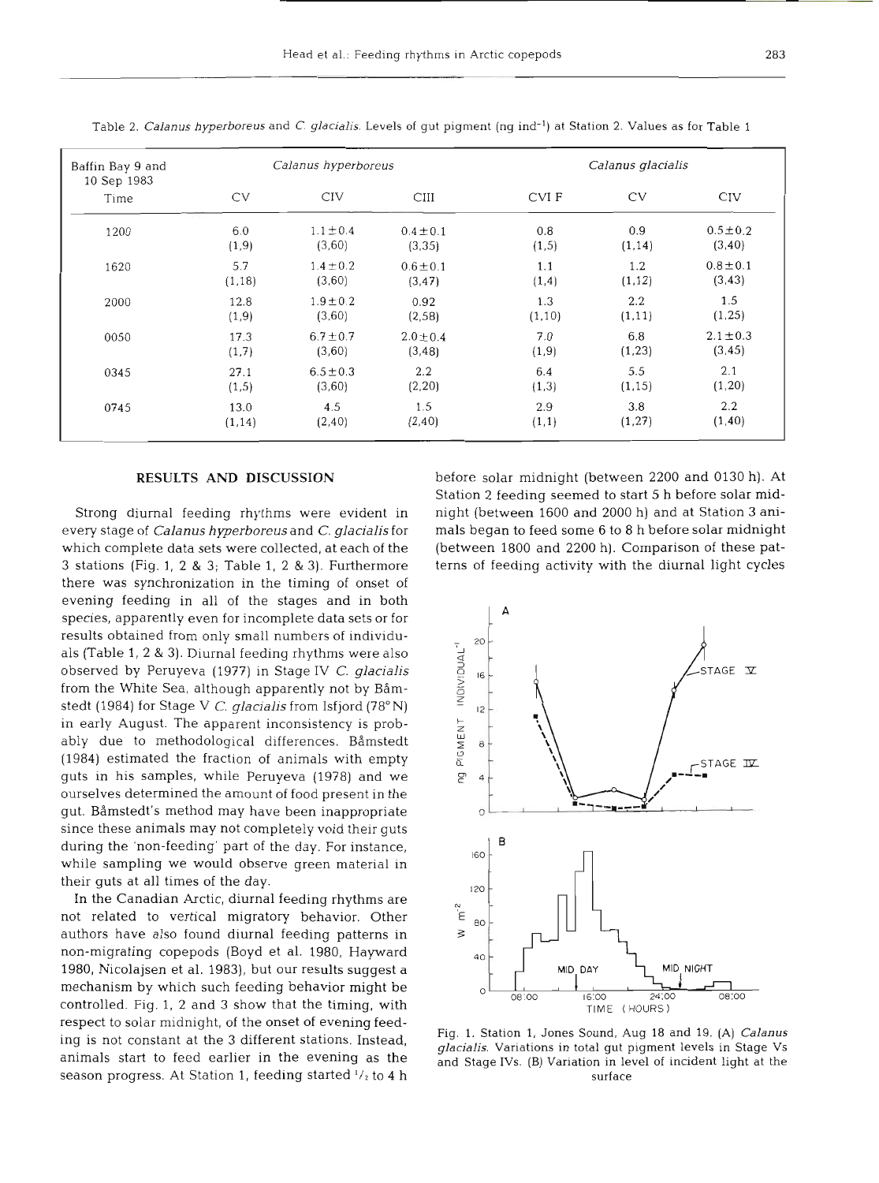Table 2. *Calanus hyperboreus* and *C. glacialis*. Levels of gut pigment (ng ind$^{-1}$) at Station 2. Values as for Table 1

| Baffin Bay 9 and 10 Sep 1983 | *Calanus hyperboreus* | | | *Calanus glacialis* | | |
|---|---|---|---|---|---|---|
| Time | CV | CIV | CIII | CVI F | CV | CIV |
| 1200 | 6.0 (1,9) | 1.1±0.4 (3,60) | 0.4±0.1 (3,35) | 0.8 (1,5) | 0.9 (1,14) | 0.5±0.2 (3,40) |
| 1620 | 5.7 (1,18) | 1.4±0.2 (3,60) | 0.6±0.1 (3,47) | 1.1 (1,4) | 1.2 (1,12) | 0.8±0.1 (3,43) |
| 2000 | 12.8 (1,9) | 1.9±0.2 (3,60) | 0.92 (2,58) | 1.3 (1,10) | 2.2 (1,11) | 1.5 (1,25) |
| 0050 | 17.3 (1,7) | 6.7±0.7 (3,60) | 2.0±0.4 (3,48) | 7.0 (1,9) | 6.8 (1,23) | 2.1±0.3 (3,45) |
| 0345 | 27.1 (1,5) | 6.5±0.3 (3,60) | 2.2 (2,20) | 6.4 (1,3) | 5.5 (1,15) | 2.1 (1,20) |
| 0745 | 13.0 (1,14) | 4.5 (2,40) | 1.5 (2,40) | 2.9 (1,1) | 3.8 (1,27) | 2.2 (1,40) |

## RESULTS AND DISCUSSION

Strong diurnal feeding rhythms were evident in every stage of *Calanus hyperboreus* and *C. glacialis* for which complete data sets were collected, at each of the 3 stations (Fig. 1, 2 & 3; Table 1, 2 & 3). Furthermore there was synchronization in the timing of onset of evening feeding in all of the stages and in both species, apparently even for incomplete data sets or for results obtained from only small numbers of individuals (Table 1, 2 & 3). Diurnal feeding rhythms were also observed by Peruyeva (1977) in Stage IV *C. glacialis* from the White Sea, although apparently not by Båmstedt (1984) for Stage V *C. glacialis* from Isfjord (78° N) in early August. The apparent inconsistency is probably due to methodological differences. Båmstedt (1984) estimated the fraction of animals with empty guts in his samples, while Peruyeva (1978) and we ourselves determined the amount of food present in the gut. Båmstedt's method may have been inappropriate since these animals may not completely void their guts during the 'non-feeding' part of the day. For instance, while sampling we would observe green material in their guts at all times of the day.

In the Canadian Arctic, diurnal feeding rhythms are not related to vertical migratory behavior. Other authors have also found diurnal feeding patterns in non-migrating copepods (Boyd et al. 1980, Hayward 1980, Nicolajsen et al. 1983), but our results suggest a mechanism by which such feeding behavior might be controlled. Fig. 1, 2 and 3 show that the timing, with respect to solar midnight, of the onset of evening feeding is not constant at the 3 different stations. Instead, animals start to feed earlier in the evening as the season progress. At Station 1, feeding started ½ to 4 h before solar midnight (between 2200 and 0130 h). At Station 2 feeding seemed to start 5 h before solar midnight (between 1600 and 2000 h) and at Station 3 animals began to feed some 6 to 8 h before solar midnight (between 1800 and 2200 h). Comparison of these patterns of feeding activity with the diurnal light cycles

Fig. 1. Station 1, Jones Sound, Aug 18 and 19. (A) *Calanus glacialis*. Variations in total gut pigment levels in Stage Vs and Stage IVs. (B) Variation in level of incident light at the surface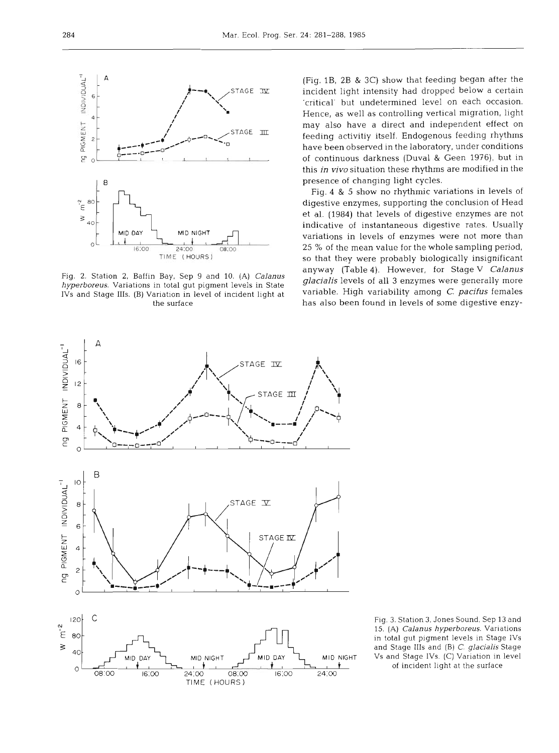Fig. 2. Station 2, Baffin Bay, Sep 9 and 10. (A) *Calanus hyperboreus*. Variations in total gut pigment levels in State IVs and Stage IIIs. (B) Variation in level of incident light at the surface

(Fig. 1B, 2B & 3C) show that feeding began after the incident light intensity had dropped below a certain 'critical' but undetermined level on each occasion. Hence, as well as controlling vertical migration, light may also have a direct and independent effect on feeding activitiy itself. Endogenous feeding rhythms have been observed in the laboratory, under conditions of continuous darkness (Duval & Geen 1976), but in this *in vivo* situation these rhythms are modified in the presence of changing light cycles.

Fig. 4 & 5 show no rhythmic variations in levels of digestive enzymes, supporting the conclusion of Head et al. (1984) that levels of digestive enzymes are not indicative of instantaneous digestive rates. Usually variations in levels of enzymes were not more than 25 % of the mean value for the whole sampling period, so that they were probably biologically insignificant anyway (Table 4). However, for Stage V *Calanus glacialis* levels of all 3 enzymes were generally more variable. High variability among *C. pacifus* females has also been found in levels of some digestive enzy-

Fig. 3. Station 3, Jones Sound, Sep 13 and 15. (A) *Calanus hyperboreus*. Variations in total gut pigment levels in Stage IVs and Stage IIIs and (B) *C. glacialis* Stage Vs and Stage IVs. (C) Variation in level of incident light at the surface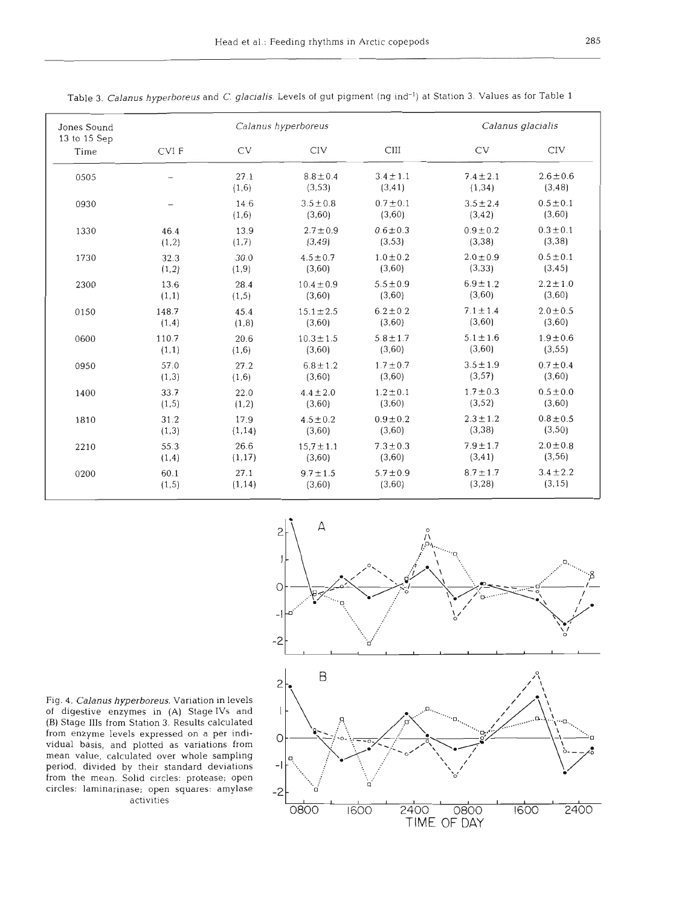Table 3. *Calanus hyperboreus* and *C. glacialis*. Levels of gut pigment (ng ind$^{-1}$) at Station 3. Values as for Table 1

| Jones Sound 13 to 15 Sep | *Calanus hyperboreus* | | | | *Calanus glacialis* | |
|---|---|---|---|---|---|---|
| Time | CVI F | CV | CIV | CIII | CV | CIV |
| 0505 | – | 27.1 (1,6) | 8.8±0.4 (3,53) | 3.4±1.1 (3,41) | 7.4±2.1 (1,34) | 2.6±0.6 (3,48) |
| 0930 | – | 14.6 (1,6) | 3.5±0.8 (3,60) | 0.7±0.1 (3,60) | 3.5±2.4 (3,42) | 0.5±0.1 (3,60) |
| 1330 | 46.4 (1,2) | 13.9 (1,7) | 2.7±0.9 (3,49) | 0.6±0.3 (3,53) | 0.9±0.2 (3,38) | 0.3±0.1 (3,38) |
| 1730 | 32.3 (1,2) | 30.0 (1,9) | 4.5±0.7 (3,60) | 1.0±0.2 (3,60) | 2.0±0.9 (3,33) | 0.5±0.1 (3,45) |
| 2300 | 13.6 (1,1) | 28.4 (1,5) | 10.4±0.9 (3,60) | 5.5±0.9 (3,60) | 6.9±1.2 (3,60) | 2.2±1.0 (3,60) |
| 0150 | 148.7 (1,4) | 45.4 (1,8) | 15.1±2.5 (3,60) | 6.2±0.2 (3,60) | 7.1±1.4 (3,60) | 2.0±0.5 (3,60) |
| 0600 | 110.7 (1,1) | 20.6 (1,6) | 10.3±1.5 (3,60) | 5.8±1.7 (3,60) | 5.1±1.6 (3,60) | 1.9±0.6 (3,55) |
| 0950 | 57.0 (1,3) | 27.2 (1,6) | 6.8±1.2 (3,60) | 1.7±0.7 (3,60) | 3.5±1.9 (3,57) | 0.7±0.4 (3,60) |
| 1400 | 33.7 (1,5) | 22.0 (1,2) | 4.4±2.0 (3,60) | 1.2±0.1 (3,60) | 1.7±0.3 (3,52) | 0.5±0.0 (3,60) |
| 1810 | 31.2 (1,3) | 17.9 (1,14) | 4.5±0.2 (3,60) | 0.9±0.2 (3,60) | 2.3±1.2 (3,38) | 0.8±0.5 (3,50) |
| 2210 | 55.3 (1,4) | 26.6 (1,17) | 15,7±1.1 (3,60) | 7.3±0.3 (3,60) | 7.9±1.7 (3,41) | 2.0±0.8 (3,56) |
| 0200 | 60.1 (1,5) | 27.1 (1,14) | 9.7±1.5 (3,60) | 5.7±0.9 (3,60) | 8.7±1.7 (3,28) | 3.4±2.2 (3,15) |

Fig. 4. *Calanus hyperboreus*. Variation in levels of digestive enzymes in (A) Stage IVs and (B) Stage IIIs from Station 3. Results calculated from enzyme levels expressed on a per individual basis, and plotted as variations from mean value, calculated over whole sampling period, divided by their standard deviations from the mean. Solid circles: protease; open circles: laminarinase; open squares: amylase activities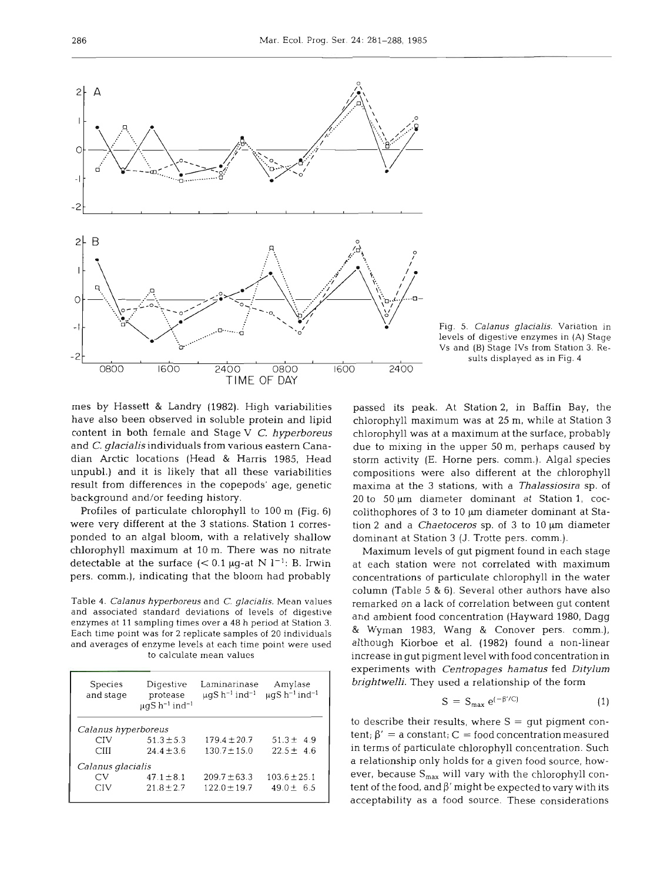Fig. 5. *Calanus glacialis.* Variation in levels of digestive enzymes in (A) Stage Vs and (B) Stage IVs from Station 3. Results displayed as in Fig. 4

mes by Hassett & Landry (1982). High variabilities have also been observed in soluble protein and lipid content in both female and Stage V *C. hyperboreus* and *C. glacialis* individuals from various eastern Canadian Arctic locations (Head & Harris 1985, Head unpubl.) and it is likely that all these variabilities result from differences in the copepods' age, genetic background and/or feeding history.

Profiles of particulate chlorophyll to 100 m (Fig. 6) were very different at the 3 stations. Station 1 corresponded to an algal bloom, with a relatively shallow chlorophyll maximum at 10 m. There was no nitrate detectable at the surface (< 0.1 µg-at N l$^{-1}$: B. Irwin pers. comm.), indicating that the bloom had probably passed its peak. At Station 2, in Baffin Bay, the chlorophyll maximum was at 25 m, while at Station 3 chlorophyll was at a maximum at the surface, probably due to mixing in the upper 50 m, perhaps caused by storm activity (E. Horne pers. comm.). Algal species compositions were also different at the chlorophyll maxima at the 3 stations, with a *Thalassiosira* sp. of 20 to 50 µm diameter dominant at Station 1, coccolithophores of 3 to 10 µm diameter dominant at Station 2 and a *Chaetoceros* sp. of 3 to 10 µm diameter dominant at Station 3 (J. Trotte pers. comm.).

Table 4. *Calanus hyperboreus* and *C. glacialis.* Mean values and associated standard deviations of levels of digestive enzymes at 11 sampling times over a 48 h period at Station 3. Each time point was for 2 replicate samples of 20 individuals and averages of enzyme levels at each time point were used to calculate mean values

| Species and stage | Digestive protease µgS h$^{-1}$ ind$^{-1}$ | Laminarinase µgS h$^{-1}$ ind$^{-1}$ | Amylase µgS h$^{-1}$ ind$^{-1}$ |
|---|---|---|---|
| *Calanus hyperboreus* | | | |
| CIV | 51.3 ± 5.3 | 179.4 ± 20.7 | 51.3 ± 4.9 |
| CIII | 24.4 ± 3.6 | 130.7 ± 15.0 | 22.5 ± 4.6 |
| *Calanus glacialis* | | | |
| CV | 47.1 ± 8.1 | 209.7 ± 63.3 | 103.6 ± 25.1 |
| CIV | 21.8 ± 2.7 | 122.0 ± 19.7 | 49.0 ± 6.5 |

Maximum levels of gut pigment found in each stage at each station were not correlated with maximum concentrations of particulate chlorophyll in the water column (Table 5 & 6). Several other authors have also remarked on a lack of correlation between gut content and ambient food concentration (Hayward 1980, Dagg & Wyman 1983, Wang & Conover pers. comm.), although Kiorboe et al. (1982) found a non-linear increase in gut pigment level with food concentration in experiments with *Centropages hamatus* fed *Ditylum brightwelli.* They used a relationship of the form

$$S = S_{max}\, e^{(-\beta'/C)} \tag{1}$$

to describe their results, where S = gut pigment content; $\beta'$ = a constant; C = food concentration measured in terms of particulate chlorophyll concentration. Such a relationship only holds for a given food source, however, because $S_{max}$ will vary with the chlorophyll content of the food, and $\beta'$ might be expected to vary with its acceptability as a food source. These considerations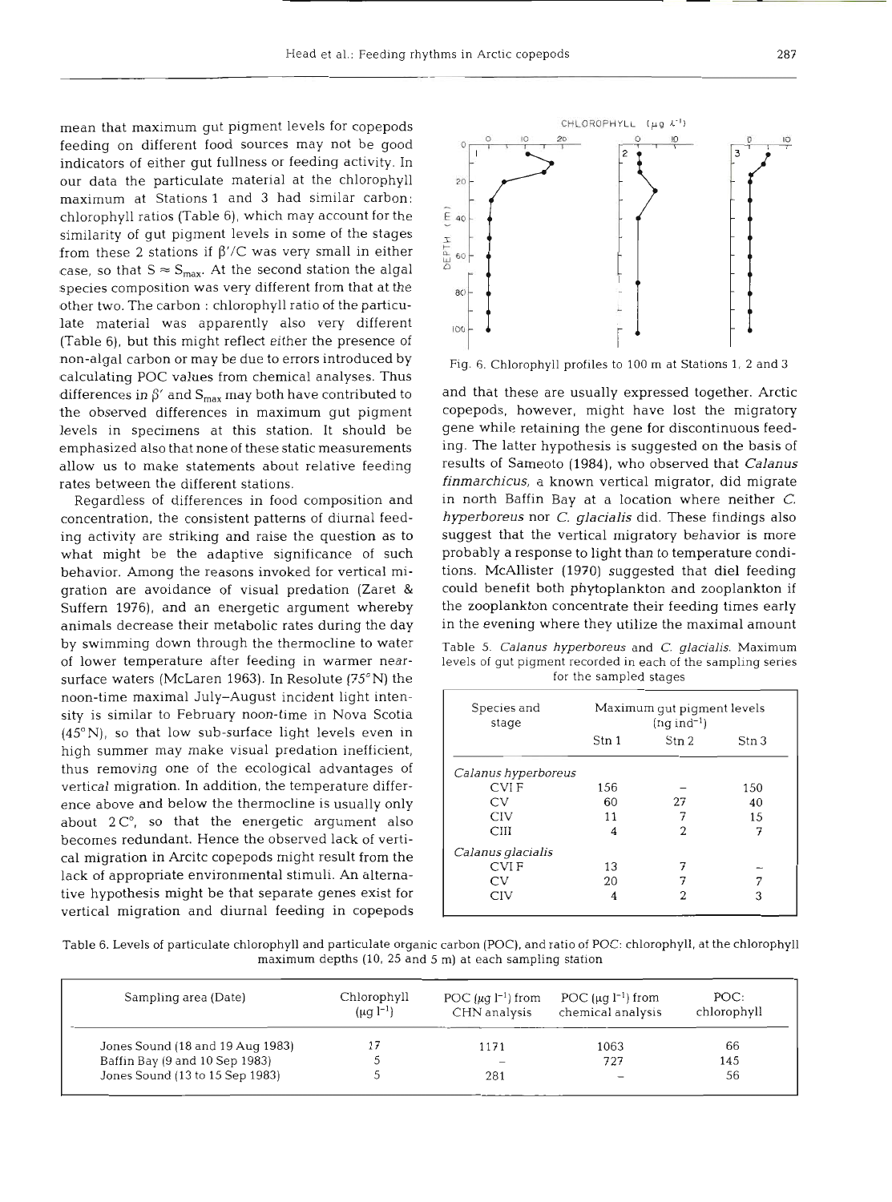mean that maximum gut pigment levels for copepods feeding on different food sources may not be good indicators of either gut fullness or feeding activity. In our data the particulate material at the chlorophyll maximum at Stations 1 and 3 had similar carbon : chlorophyll ratios (Table 6), which may account for the similarity of gut pigment levels in some of the stages from these 2 stations if $\beta'/C$ was very small in either case, so that $S \approx S_{max}$. At the second station the algal species composition was very different from that at the other two. The carbon : chlorophyll ratio of the particulate material was apparently also very different (Table 6), but this might reflect either the presence of non-algal carbon or may be due to errors introduced by calculating POC values from chemical analyses. Thus differences in $\beta'$ and $S_{max}$ may both have contributed to the observed differences in maximum gut pigment levels in specimens at this station. It should be emphasized also that none of these static measurements allow us to make statements about relative feeding rates between the different stations.

Regardless of differences in food composition and concentration, the consistent patterns of diurnal feeding activity are striking and raise the question as to what might be the adaptive significance of such behavior. Among the reasons invoked for vertical migration are avoidance of visual predation (Zaret & Suffern 1976), and an energetic argument whereby animals decrease their metabolic rates during the day by swimming down through the thermocline to water of lower temperature after feeding in warmer near-surface waters (McLaren 1963). In Resolute (75° N) the noon-time maximal July–August incident light intensity is similar to February noon-time in Nova Scotia (45° N), so that low sub-surface light levels even in high summer may make visual predation inefficient, thus removing one of the ecological advantages of vertical migration. In addition, the temperature difference above and below the thermocline is usually only about 2 C°, so that the energetic argument also becomes redundant. Hence the observed lack of vertical migration in Arcitc copepods might result from the lack of appropriate environmental stimuli. An alternative hypothesis might be that separate genes exist for vertical migration and diurnal feeding in copepods and that these are usually expressed together. Arctic copepods, however, might have lost the migratory gene while retaining the gene for discontinuous feeding. The latter hypothesis is suggested on the basis of results of Sameoto (1984), who observed that *Calanus finmarchicus*, a known vertical migrator, did migrate in north Baffin Bay at a location where neither *C. hyperboreus* nor *C. glacialis* did. These findings also suggest that the vertical migratory behavior is more probably a response to light than to temperature conditions. McAllister (1970) suggested that diel feeding could benefit both phytoplankton and zooplankton if the zooplankton concentrate their feeding times early in the evening where they utilize the maximal amount

Fig. 6. Chlorophyll profiles to 100 m at Stations 1, 2 and 3

Table 5. *Calanus hyperboreus* and *C. glacialis*. Maximum levels of gut pigment recorded in each of the sampling series for the sampled stages

| Species and stage | Maximum gut pigment levels (ng ind$^{-1}$) | | |
|---|---|---|---|
| | Stn 1 | Stn 2 | Stn 3 |
| *Calanus hyperboreus* | | | |
| CVI F | 156 | – | 150 |
| CV | 60 | 27 | 40 |
| CIV | 11 | 7 | 15 |
| CIII | 4 | 2 | 7 |
| *Calanus glacialis* | | | |
| CVI F | 13 | 7 | – |
| CV | 20 | 7 | 7 |
| CIV | 4 | 2 | 3 |

Table 6. Levels of particulate chlorophyll and particulate organic carbon (POC), and ratio of POC: chlorophyll, at the chlorophyll maximum depths (10, 25 and 5 m) at each sampling station

| Sampling area (Date) | Chlorophyll (µg l$^{-1}$) | POC (µg l$^{-1}$) from CHN analysis | POC (µg l$^{-1}$) from chemical analysis | POC: chlorophyll |
|---|---|---|---|---|
| Jones Sound (18 and 19 Aug 1983) | 17 | 1171 | 1063 | 66 |
| Baffin Bay (9 and 10 Sep 1983) | 5 | – | 727 | 145 |
| Jones Sound (13 to 15 Sep 1983) | 5 | 281 | – | 56 |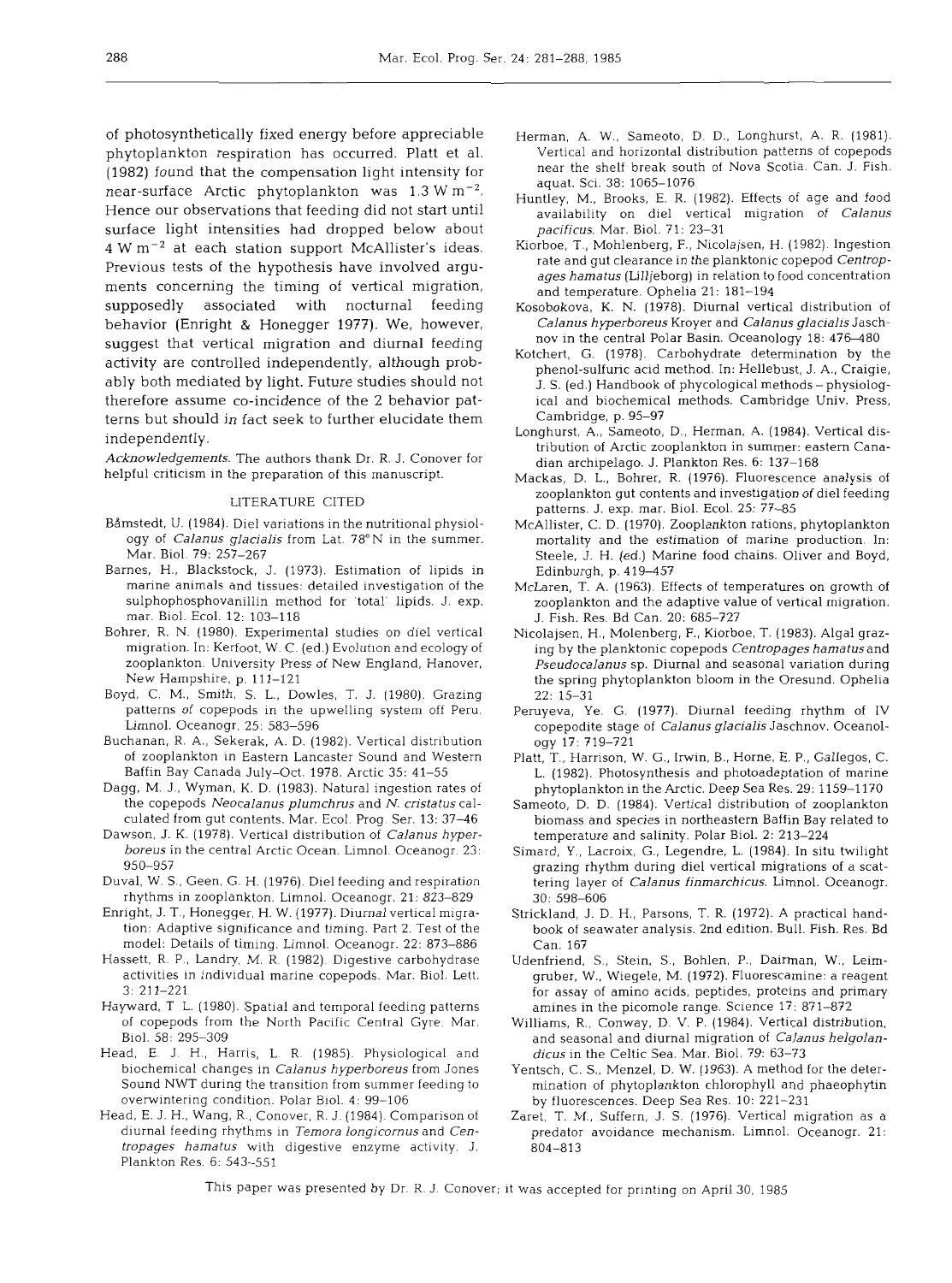of photosynthetically fixed energy before appreciable phytoplankton respiration has occurred. Platt et al. (1982) found that the compensation light intensity for near-surface Arctic phytoplankton was 1.3 W $m^{-2}$. Hence our observations that feeding did not start until surface light intensities had dropped below about 4 W $m^{-2}$ at each station support McAllister's ideas. Previous tests of the hypothesis have involved arguments concerning the timing of vertical migration, supposedly associated with nocturnal feeding behavior (Enright & Honegger 1977). We, however, suggest that vertical migration and diurnal feeding activity are controlled independently, although probably both mediated by light. Future studies should not therefore assume co-incidence of the 2 behavior patterns but should in fact seek to further elucidate them independently.

*Acknowledgements.* The authors thank Dr. R. J. Conover for helpful criticism in the preparation of this manuscript.

## LITERATURE CITED

Båmstedt, U. (1984). Diel variations in the nutritional physiology of *Calanus glacialis* from Lat. 78°N in the summer. Mar. Biol. 79: 257–267

Barnes, H., Blackstock, J. (1973). Estimation of lipids in marine animals and tissues: detailed investigation of the sulphophosphovanillin method for 'total' lipids. J. exp. mar. Biol. Ecol. 12: 103–118

Bohrer, R. N. (1980). Experimental studies on diel vertical migration. In: Kerfoot, W. C. (ed.) Evolution and ecology of zooplankton. University Press of New England, Hanover, New Hampshire, p. 111–121

Boyd, C. M., Smith, S. L., Dowles, T. J. (1980). Grazing patterns of copepods in the upwelling system off Peru. Limnol. Oceanogr. 25: 583–596

Buchanan, R. A., Sekerak, A. D. (1982). Vertical distribution of zooplankton in Eastern Lancaster Sound and Western Baffin Bay Canada July–Oct. 1978. Arctic 35: 41–55

Dagg, M. J., Wyman, K. D. (1983). Natural ingestion rates of the copepods *Neocalanus plumchrus* and *N. cristatus* calculated from gut contents. Mar. Ecol. Prog. Ser. 13: 37–46

Dawson, J. K. (1978). Vertical distribution of *Calanus hyperboreus* in the central Arctic Ocean. Limnol. Oceanogr. 23: 950–957

Duval, W. S., Geen, G. H. (1976). Diel feeding and respiration rhythms in zooplankton. Limnol. Oceanogr. 21: 823–829

Enright, J. T., Honegger, H. W. (1977). Diurnal vertical migration: Adaptive significance and timing. Part 2. Test of the model: Details of timing. Limnol. Oceanogr. 22: 873–886

Hassett, R. P., Landry, M. R. (1982). Digestive carbohydrase activities in individual marine copepods. Mar. Biol. Lett. 3: 211–221

Hayward, T. L. (1980). Spatial and temporal feeding patterns of copepods from the North Pacific Central Gyre. Mar. Biol. 58: 295–309

Head, E. J. H., Harris, L. R. (1985). Physiological and biochemical changes in *Calanus hyperboreus* from Jones Sound NWT during the transition from summer feeding to overwintering condition. Polar Biol. 4: 99–106

Head, E. J. H., Wang, R., Conover, R. J. (1984). Comparison of diurnal feeding rhythms in *Temora longicornus* and *Centropages hamatus* with digestive enzyme activity. J. Plankton Res. 6: 543–551

Herman, A. W., Sameoto, D. D., Longhurst, A. R. (1981). Vertical and horizontal distribution patterns of copepods near the shelf break south of Nova Scotia. Can. J. Fish. aquat. Sci. 38: 1065–1076

Huntley, M., Brooks, E. R. (1982). Effects of age and food availability on diel vertical migration of *Calanus pacificus*. Mar. Biol. 71: 23–31

Kiorboe, T., Mohlenberg, F., Nicolajsen, H. (1982). Ingestion rate and gut clearance in the planktonic copepod *Centropages hamatus* (Lilljeborg) in relation to food concentration and temperature. Ophelia 21: 181–194

Kosobokova, K. N. (1978). Diurnal vertical distribution of *Calanus hyperboreus* Kroyer and *Calanus glacialis* Jaschnov in the central Polar Basin. Oceanology 18: 476–480

Kotchert, G. (1978). Carbohydrate determination by the phenol-sulfuric acid method. In: Hellebust, J. A., Craigie, J. S. (ed.) Handbook of phycological methods – physiological and biochemical methods. Cambridge Univ. Press, Cambridge, p. 95–97

Longhurst, A., Sameoto, D., Herman, A. (1984). Vertical distribution of Arctic zooplankton in summer: eastern Canadian archipelago. J. Plankton Res. 6: 137–168

Mackas, D. L., Bohrer, R. (1976). Fluorescence analysis of zooplankton gut contents and investigation of diel feeding patterns. J. exp. mar. Biol. Ecol. 25: 77–85

McAllister, C. D. (1970). Zooplankton rations, phytoplankton mortality and the estimation of marine production. In: Steele, J. H. (ed.) Marine food chains. Oliver and Boyd, Edinburgh, p. 419–457

McLaren, T. A. (1963). Effects of temperatures on growth of zooplankton and the adaptive value of vertical migration. J. Fish. Res. Bd Can. 20: 685–727

Nicolajsen, H., Molenberg, F., Kiorboe, T. (1983). Algal grazing by the planktonic copepods *Centropages hamatus* and *Pseudocalanus* sp. Diurnal and seasonal variation during the spring phytoplankton bloom in the Oresund. Ophelia 22: 15–31

Peruyeva, Ye. G. (1977). Diurnal feeding rhythm of IV copepodite stage of *Calanus glacialis* Jaschnov. Oceanology 17: 719–721

Platt, T., Harrison, W. G., Irwin, B., Horne, E. P., Gallegos, C. L. (1982). Photosynthesis and photoadaptation of marine phytoplankton in the Arctic. Deep Sea Res. 29: 1159–1170

Sameoto, D. D. (1984). Vertical distribution of zooplankton biomass and species in northeastern Baffin Bay related to temperature and salinity. Polar Biol. 2: 213–224

Simard, Y., Lacroix, G., Legendre, L. (1984). In situ twilight grazing rhythm during diel vertical migrations of a scattering layer of *Calanus finmarchicus*. Limnol. Oceanogr. 30: 598–606

Strickland, J. D. H., Parsons, T. R. (1972). A practical handbook of seawater analysis. 2nd edition. Bull. Fish. Res. Bd Can. 167

Udenfriend, S., Stein, S., Bohlen, P., Dairman, W., Leimgruber, W., Wiegele, M. (1972). Fluorescamine: a reagent for assay of amino acids, peptides, proteins and primary amines in the picomole range. Science 17: 871–872

Williams, R., Conway, D. V. P. (1984). Vertical distribution, and seasonal and diurnal migration of *Calanus helgolandicus* in the Celtic Sea. Mar. Biol. 79: 63–73

Yentsch, C. S., Menzel, D. W. (1963). A method for the determination of phytoplankton chlorophyll and phaeophytin by fluorescences. Deep Sea Res. 10: 221–231

Zaret, T. M., Suffern, J. S. (1976). Vertical migration as a predator avoidance mechanism. Limnol. Oceanogr. 21: 804–813

This paper was presented by Dr. R. J. Conover; it was accepted for printing on April 30, 1985